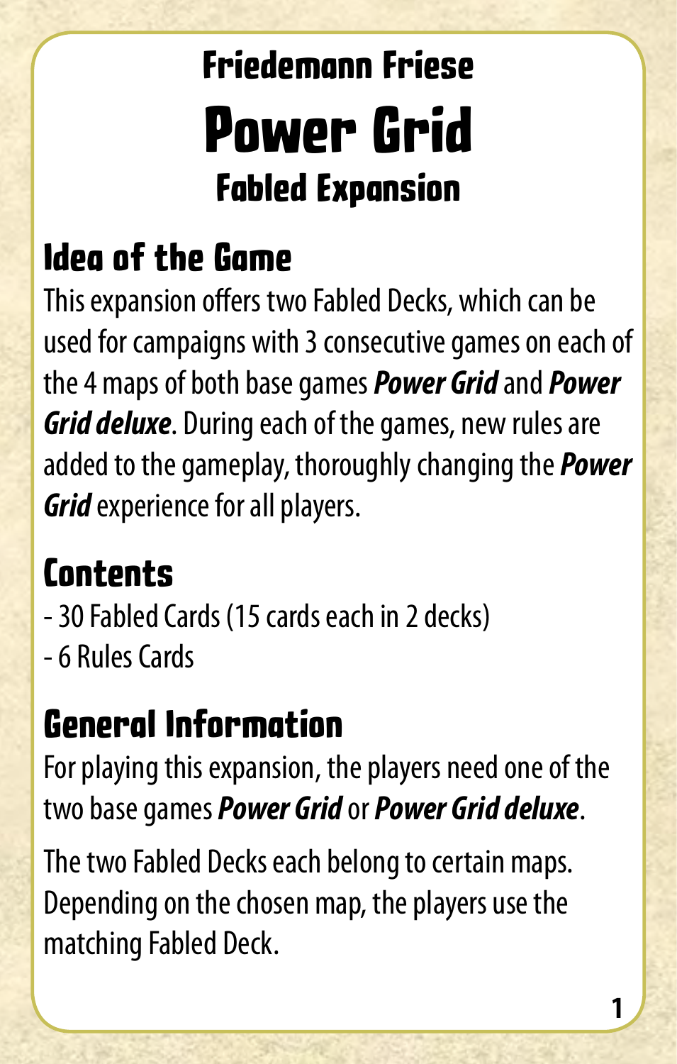### Friedemann Friese

# Power Grid

## Fabled Expansion

## Idea of the Game

This expansion offers two Fabled Decks, which can be used for campaigns with 3 consecutive games on each of the 4 maps of both base games ***Power Grid*** and ***Power Grid deluxe***. During each of the games, new rules are added to the gameplay, thoroughly changing the ***Power Grid*** experience for all players.

## Contents

- 30 Fabled Cards (15 cards each in 2 decks)
- 6 Rules Cards

## General Information

For playing this expansion, the players need one of the two base games ***Power Grid*** or ***Power Grid deluxe***.

The two Fabled Decks each belong to certain maps. Depending on the chosen map, the players use the matching Fabled Deck.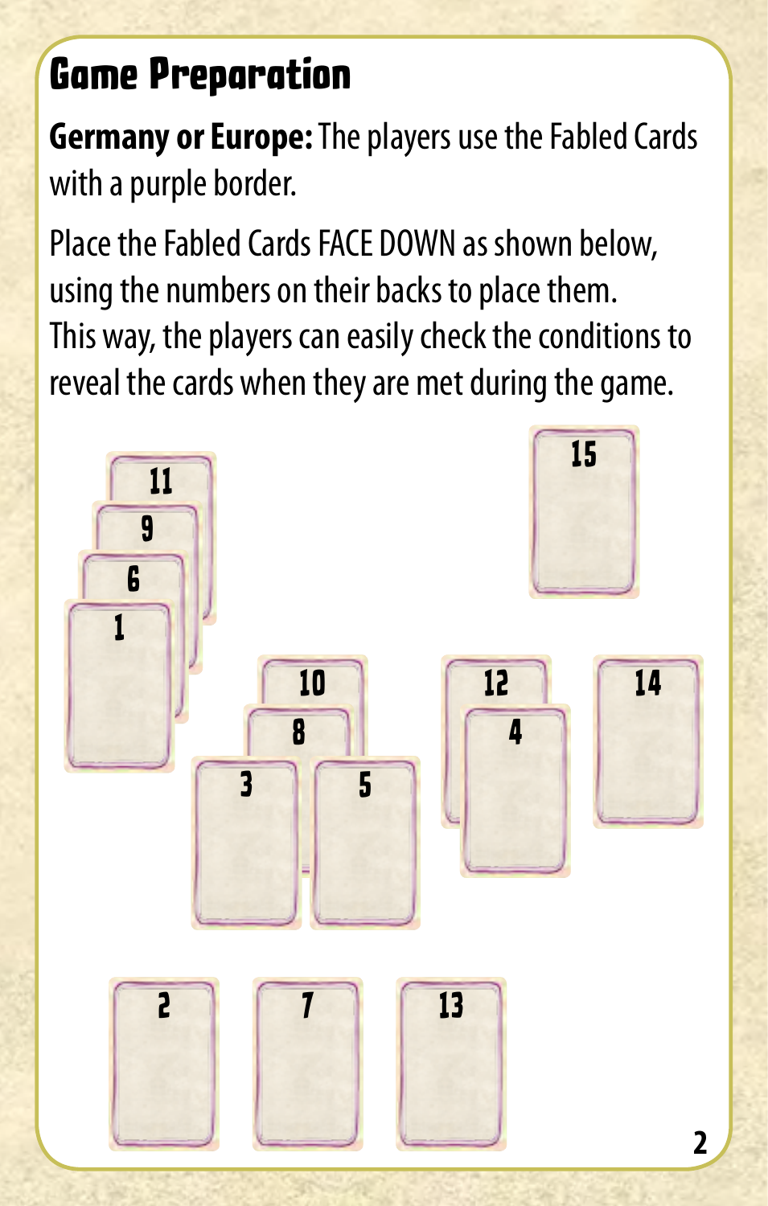# Game Preparation

**Germany or Europe:** The players use the Fabled Cards with a purple border.

Place the Fabled Cards FACE DOWN as shown below, using the numbers on their backs to place them. This way, the players can easily check the conditions to reveal the cards when they are met during the game.

11
9
6
1

15

10
8
3
5

12
4

14

2
7
13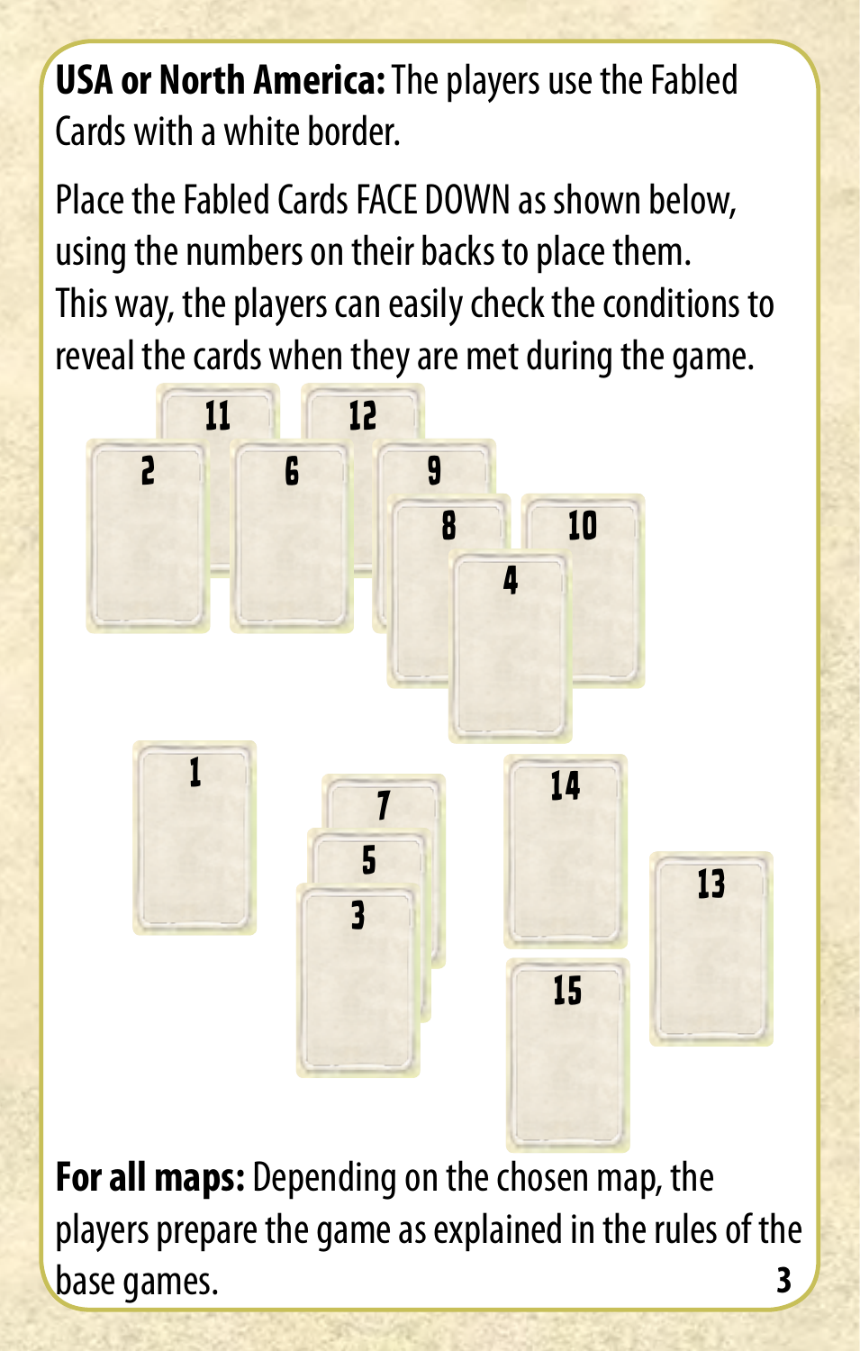**USA or North America:** The players use the Fabled Cards with a white border.

Place the Fabled Cards FACE DOWN as shown below, using the numbers on their backs to place them. This way, the players can easily check the conditions to reveal the cards when they are met during the game.

11 12 2 6 9 8 10 4

1 7 5 3 14 13 15

**For all maps:** Depending on the chosen map, the players prepare the game as explained in the rules of the base games.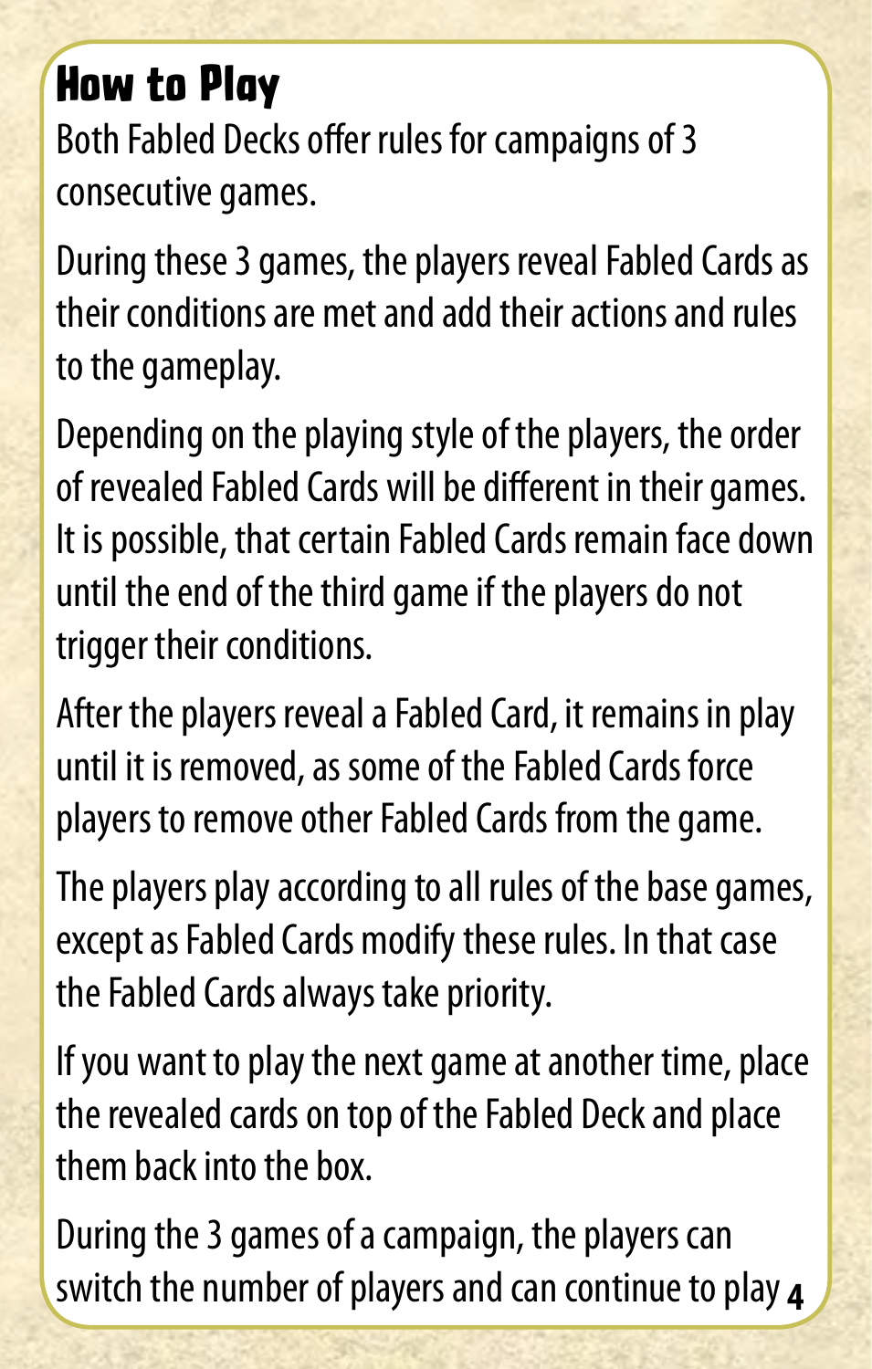# How to Play

Both Fabled Decks offer rules for campaigns of 3 consecutive games.

During these 3 games, the players reveal Fabled Cards as their conditions are met and add their actions and rules to the gameplay.

Depending on the playing style of the players, the order of revealed Fabled Cards will be different in their games. It is possible, that certain Fabled Cards remain face down until the end of the third game if the players do not trigger their conditions.

After the players reveal a Fabled Card, it remains in play until it is removed, as some of the Fabled Cards force players to remove other Fabled Cards from the game.

The players play according to all rules of the base games, except as Fabled Cards modify these rules. In that case the Fabled Cards always take priority.

If you want to play the next game at another time, place the revealed cards on top of the Fabled Deck and place them back into the box.

During the 3 games of a campaign, the players can switch the number of players and can continue to play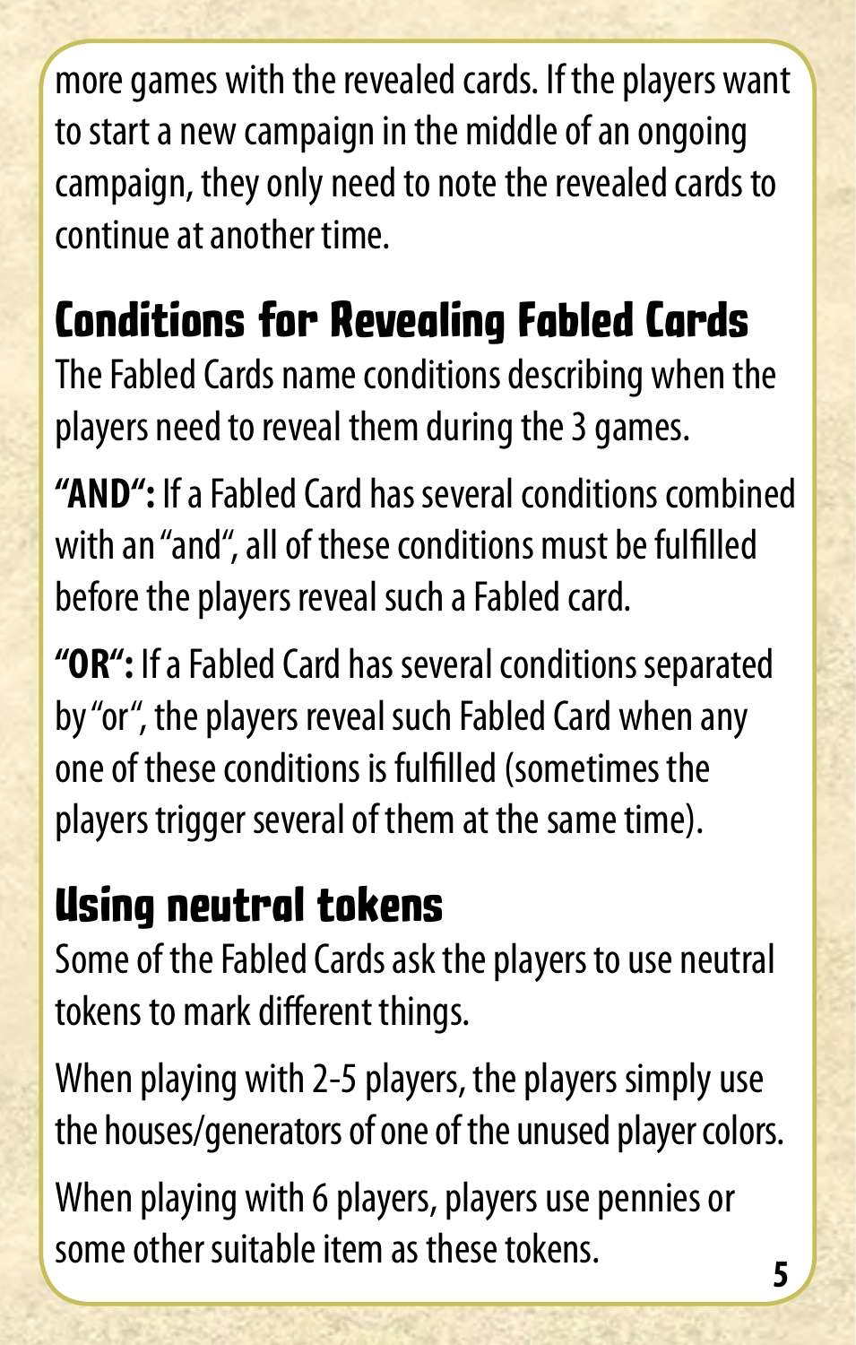more games with the revealed cards. If the players want to start a new campaign in the middle of an ongoing campaign, they only need to note the revealed cards to continue at another time.

## Conditions for Revealing Fabled Cards

The Fabled Cards name conditions describing when the players need to reveal them during the 3 games.

**“AND“:** If a Fabled Card has several conditions combined with an “and“, all of these conditions must be fulfilled before the players reveal such a Fabled card.

**“OR“:** If a Fabled Card has several conditions separated by “or“, the players reveal such Fabled Card when any one of these conditions is fulfilled (sometimes the players trigger several of them at the same time).

## Using neutral tokens

Some of the Fabled Cards ask the players to use neutral tokens to mark different things.

When playing with 2-5 players, the players simply use the houses/generators of one of the unused player colors.

When playing with 6 players, players use pennies or some other suitable item as these tokens.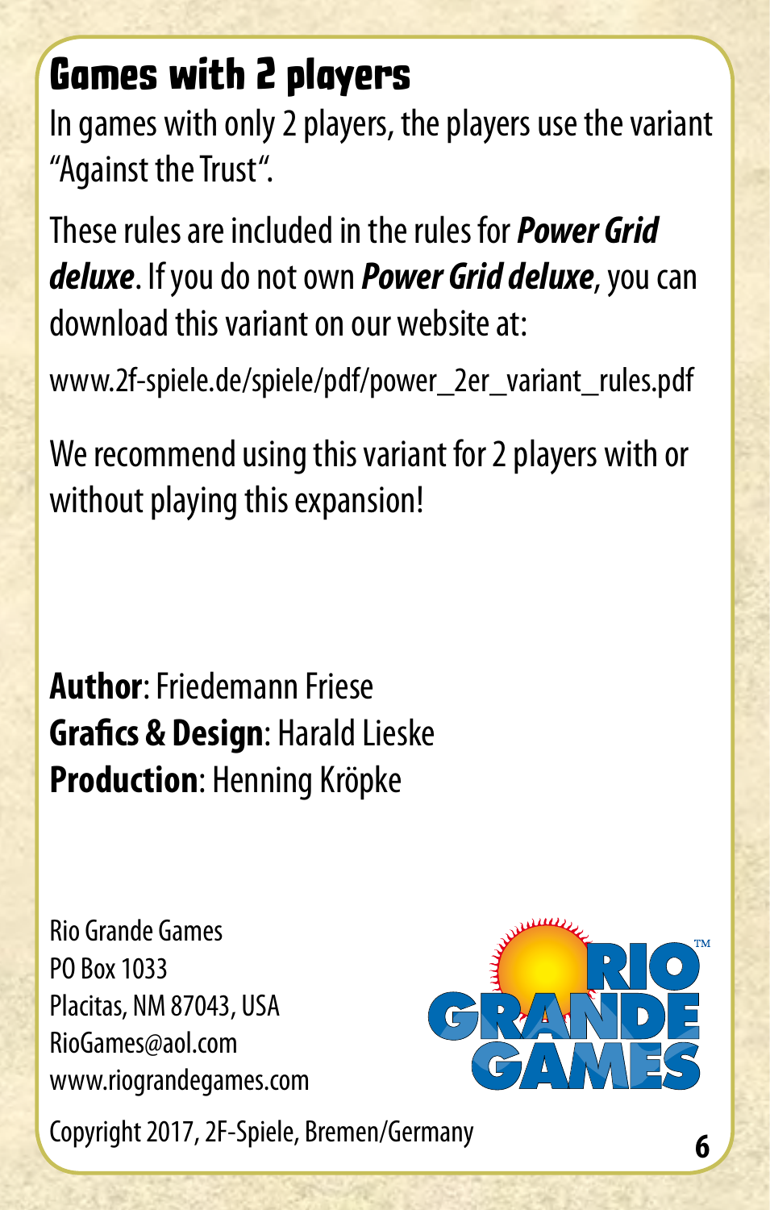## Games with 2 players

In games with only 2 players, the players use the variant "Against the Trust".

These rules are included in the rules for ***Power Grid deluxe***. If you do not own ***Power Grid deluxe***, you can download this variant on our website at:

www.2f-spiele.de/spiele/pdf/power_2er_variant_rules.pdf

We recommend using this variant for 2 players with or without playing this expansion!

**Author**: Friedemann Friese
**Grafics & Design**: Harald Lieske
**Production**: Henning Kröpke

Rio Grande Games
PO Box 1033
Placitas, NM 87043, USA
RioGames@aol.com
www.riograndegames.com

Copyright 2017, 2F-Spiele, Bremen/Germany